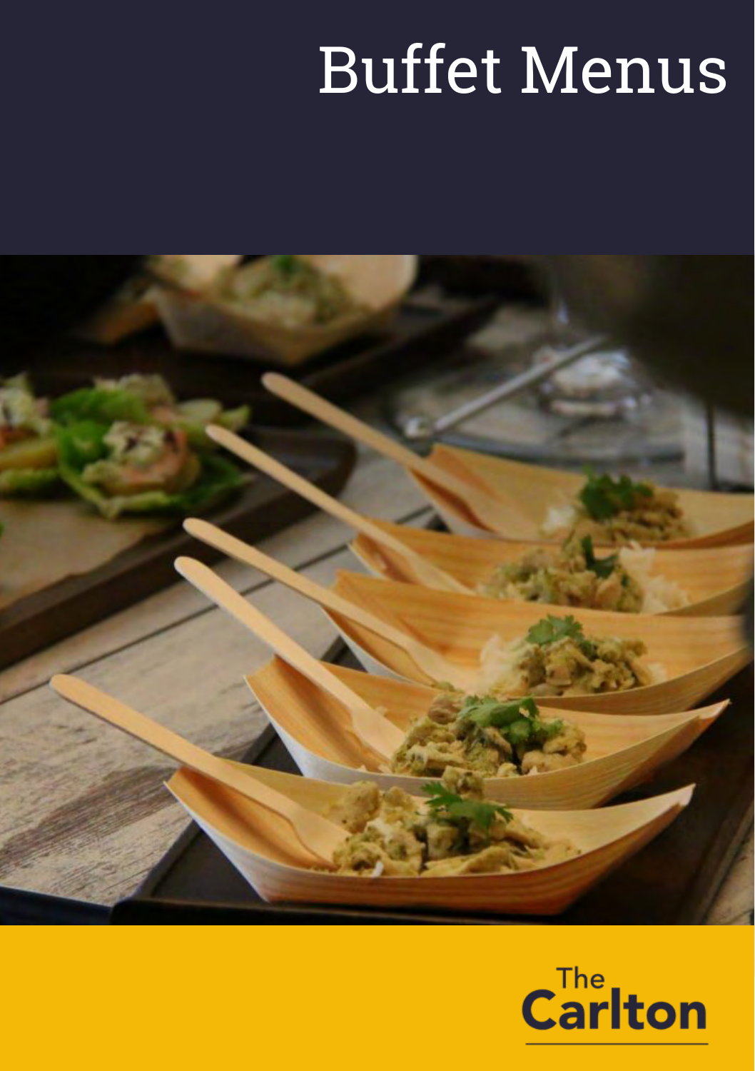# Buffet Menus

The Carlton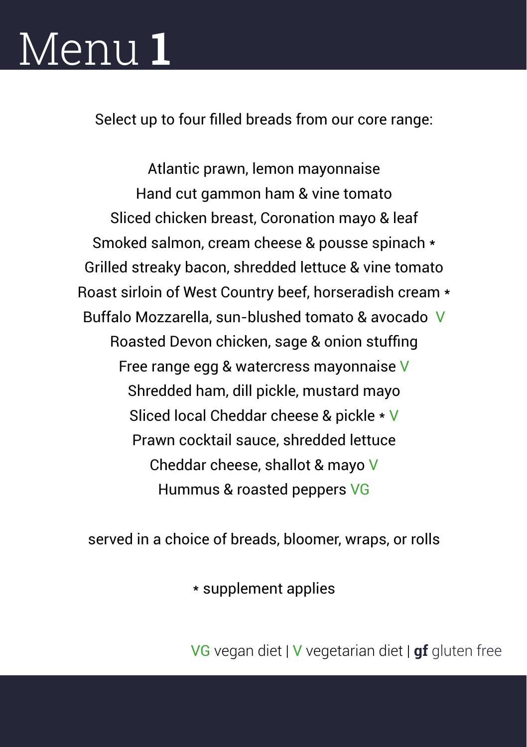# Menu **1**

Select up to four filled breads from our core range:

Atlantic prawn, lemon mayonnaise
Hand cut gammon ham & vine tomato
Sliced chicken breast, Coronation mayo & leaf
Smoked salmon, cream cheese & pousse spinach *
Grilled streaky bacon, shredded lettuce & vine tomato
Roast sirloin of West Country beef, horseradish cream *
Buffalo Mozzarella, sun-blushed tomato & avocado V
Roasted Devon chicken, sage & onion stuffing
Free range egg & watercress mayonnaise V
Shredded ham, dill pickle, mustard mayo
Sliced local Cheddar cheese & pickle * V
Prawn cocktail sauce, shredded lettuce
Cheddar cheese, shallot & mayo V
Hummus & roasted peppers VG

served in a choice of breads, bloomer, wraps, or rolls

* supplement applies

VG vegan diet | V vegetarian diet | **gf** gluten free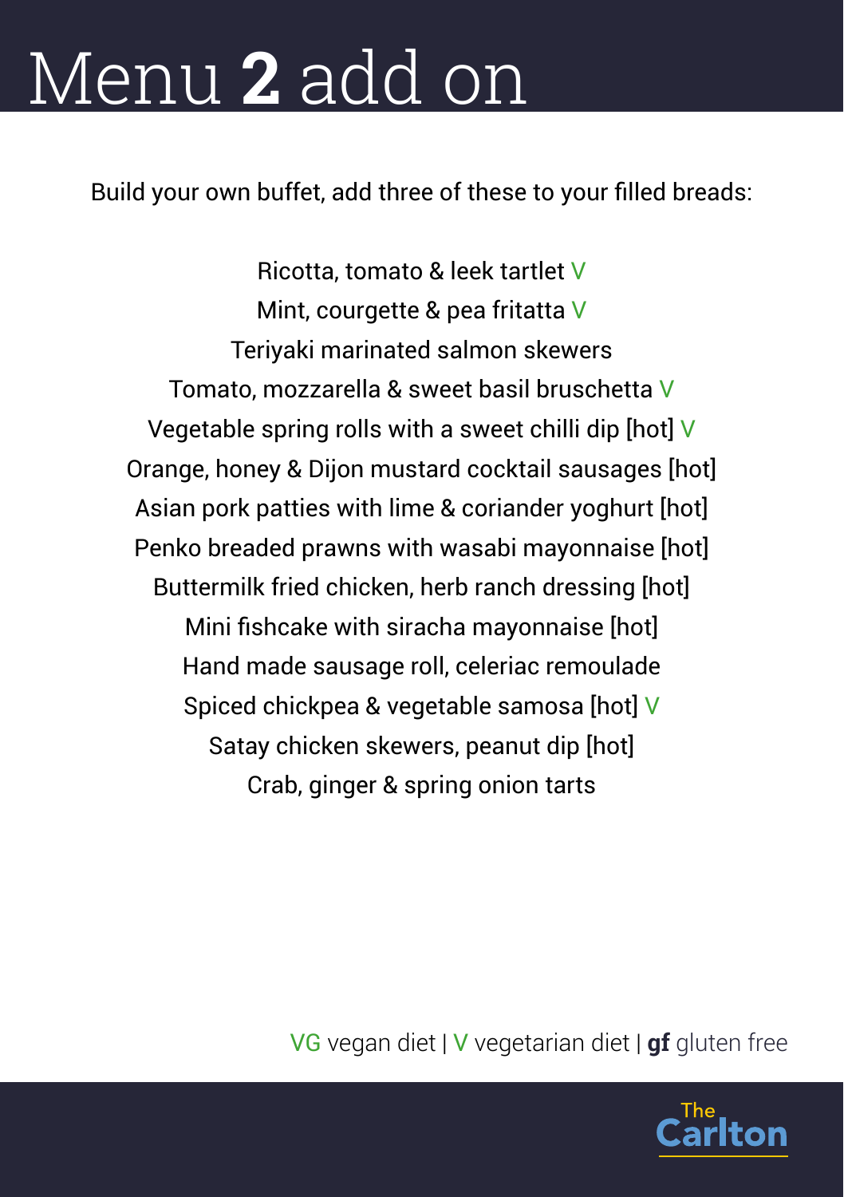# Menu **2** add on

Build your own buffet, add three of these to your filled breads:

Ricotta, tomato & leek tartlet V
Mint, courgette & pea fritatta V
Teriyaki marinated salmon skewers
Tomato, mozzarella & sweet basil bruschetta V
Vegetable spring rolls with a sweet chilli dip [hot] V
Orange, honey & Dijon mustard cocktail sausages [hot]
Asian pork patties with lime & coriander yoghurt [hot]
Penko breaded prawns with wasabi mayonnaise [hot]
Buttermilk fried chicken, herb ranch dressing [hot]
Mini fishcake with siracha mayonnaise [hot]
Hand made sausage roll, celeriac remoulade
Spiced chickpea & vegetable samosa [hot] V
Satay chicken skewers, peanut dip [hot]
Crab, ginger & spring onion tarts

VG vegan diet | V vegetarian diet | **gf** gluten free

The Carlton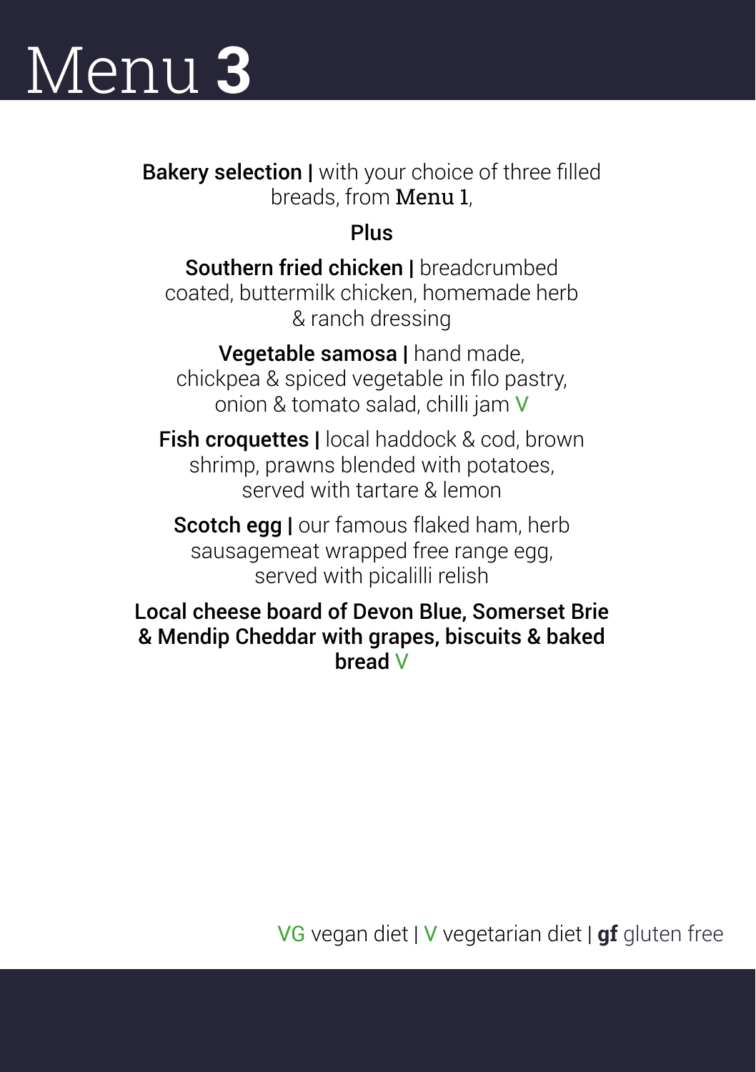# Menu **3**

**Bakery selection |** with your choice of three filled breads, from Menu 1,

**Plus**

**Southern fried chicken |** breadcrumbed coated, buttermilk chicken, homemade herb & ranch dressing

**Vegetable samosa |** hand made, chickpea & spiced vegetable in filo pastry, onion & tomato salad, chilli jam V

**Fish croquettes |** local haddock & cod, brown shrimp, prawns blended with potatoes, served with tartare & lemon

**Scotch egg |** our famous flaked ham, herb sausagemeat wrapped free range egg, served with picalilli relish

**Local cheese board of Devon Blue, Somerset Brie & Mendip Cheddar with grapes, biscuits & baked bread** V

VG vegan diet | V vegetarian diet | **gf** gluten free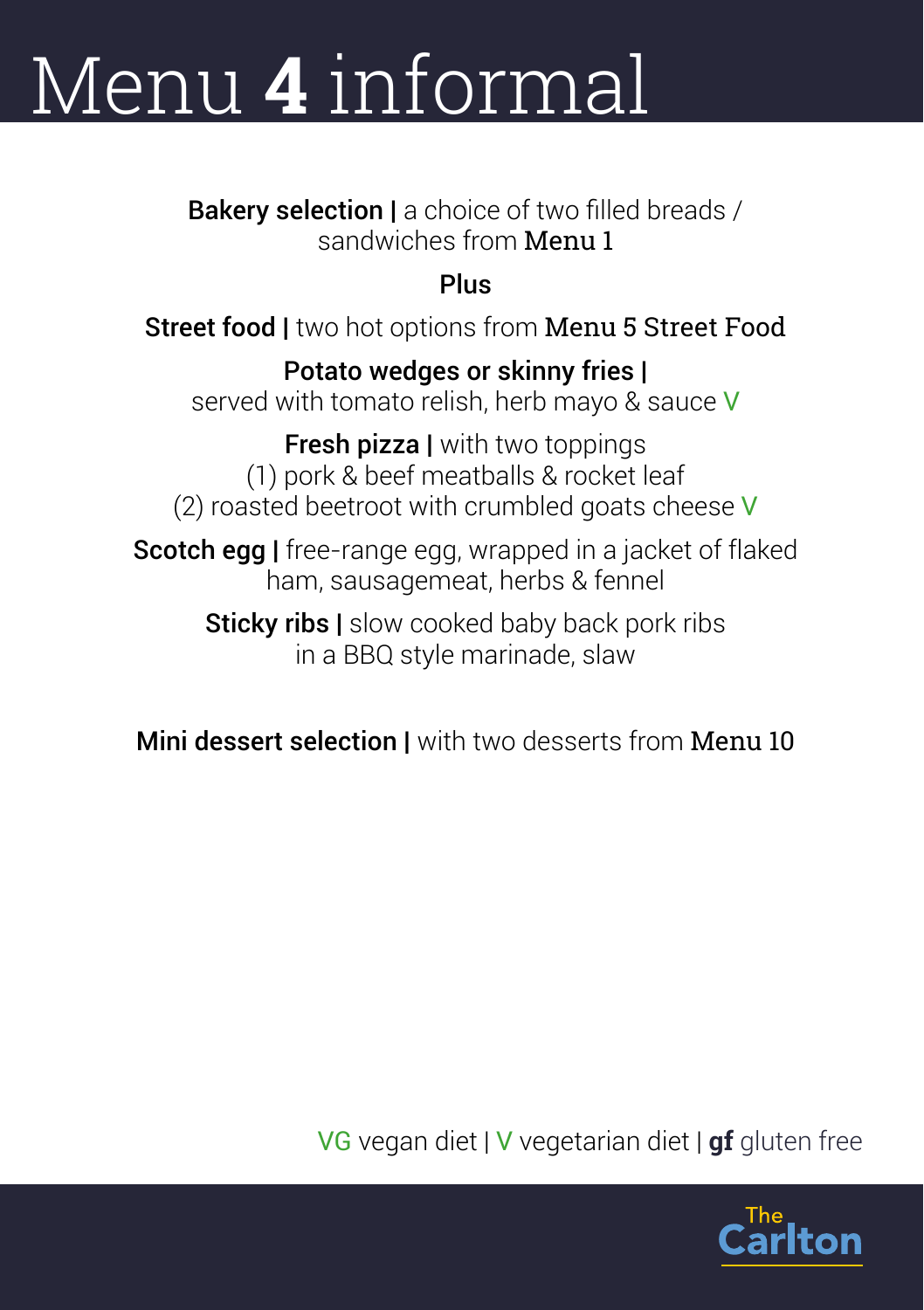# Menu **4** informal

**Bakery selection |** a choice of two filled breads / sandwiches from **Menu 1**

**Plus**

**Street food |** two hot options from **Menu 5 Street Food**

**Potato wedges or skinny fries |**
served with tomato relish, herb mayo & sauce V

**Fresh pizza |** with two toppings
(1) pork & beef meatballs & rocket leaf
(2) roasted beetroot with crumbled goats cheese V

**Scotch egg |** free-range egg, wrapped in a jacket of flaked ham, sausagemeat, herbs & fennel

**Sticky ribs |** slow cooked baby back pork ribs in a BBQ style marinade, slaw

**Mini dessert selection |** with two desserts from **Menu 10**

VG vegan diet | V vegetarian diet | **gf** gluten free

The Carlton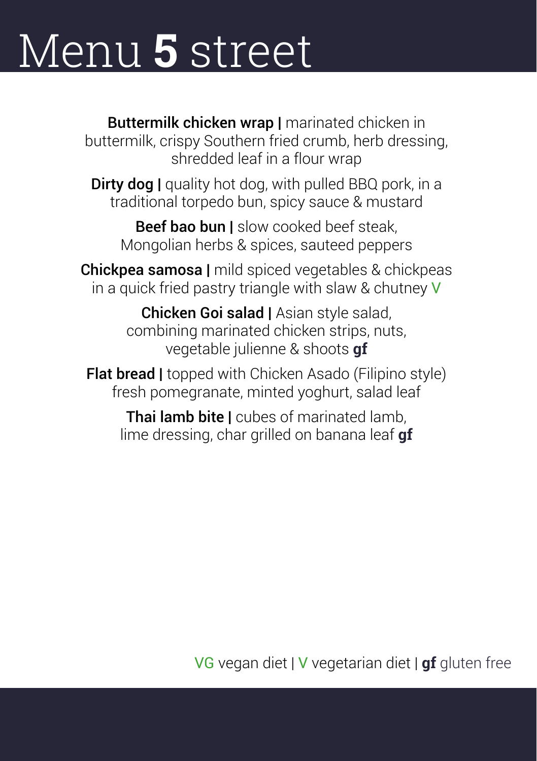# Menu **5** street

**Buttermilk chicken wrap |** marinated chicken in buttermilk, crispy Southern fried crumb, herb dressing, shredded leaf in a flour wrap

**Dirty dog |** quality hot dog, with pulled BBQ pork, in a traditional torpedo bun, spicy sauce & mustard

**Beef bao bun |** slow cooked beef steak, Mongolian herbs & spices, sauteed peppers

**Chickpea samosa |** mild spiced vegetables & chickpeas in a quick fried pastry triangle with slaw & chutney V

**Chicken Goi salad |** Asian style salad, combining marinated chicken strips, nuts, vegetable julienne & shoots **gf**

**Flat bread |** topped with Chicken Asado (Filipino style) fresh pomegranate, minted yoghurt, salad leaf

**Thai lamb bite |** cubes of marinated lamb, lime dressing, char grilled on banana leaf **gf**

VG vegan diet | V vegetarian diet | **gf** gluten free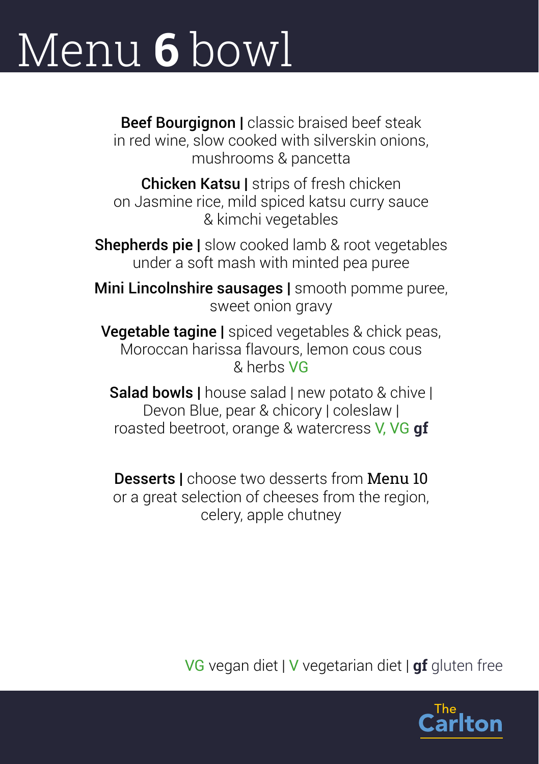# Menu **6** bowl

**Beef Bourgignon |** classic braised beef steak in red wine, slow cooked with silverskin onions, mushrooms & pancetta

**Chicken Katsu |** strips of fresh chicken on Jasmine rice, mild spiced katsu curry sauce & kimchi vegetables

**Shepherds pie |** slow cooked lamb & root vegetables under a soft mash with minted pea puree

**Mini Lincolnshire sausages |** smooth pomme puree, sweet onion gravy

**Vegetable tagine |** spiced vegetables & chick peas, Moroccan harissa flavours, lemon cous cous & herbs VG

**Salad bowls |** house salad | new potato & chive | Devon Blue, pear & chicory | coleslaw | roasted beetroot, orange & watercress V, VG **gf**

**Desserts |** choose two desserts from **Menu 10** or a great selection of cheeses from the region, celery, apple chutney

VG vegan diet | V vegetarian diet | **gf** gluten free

The Carlton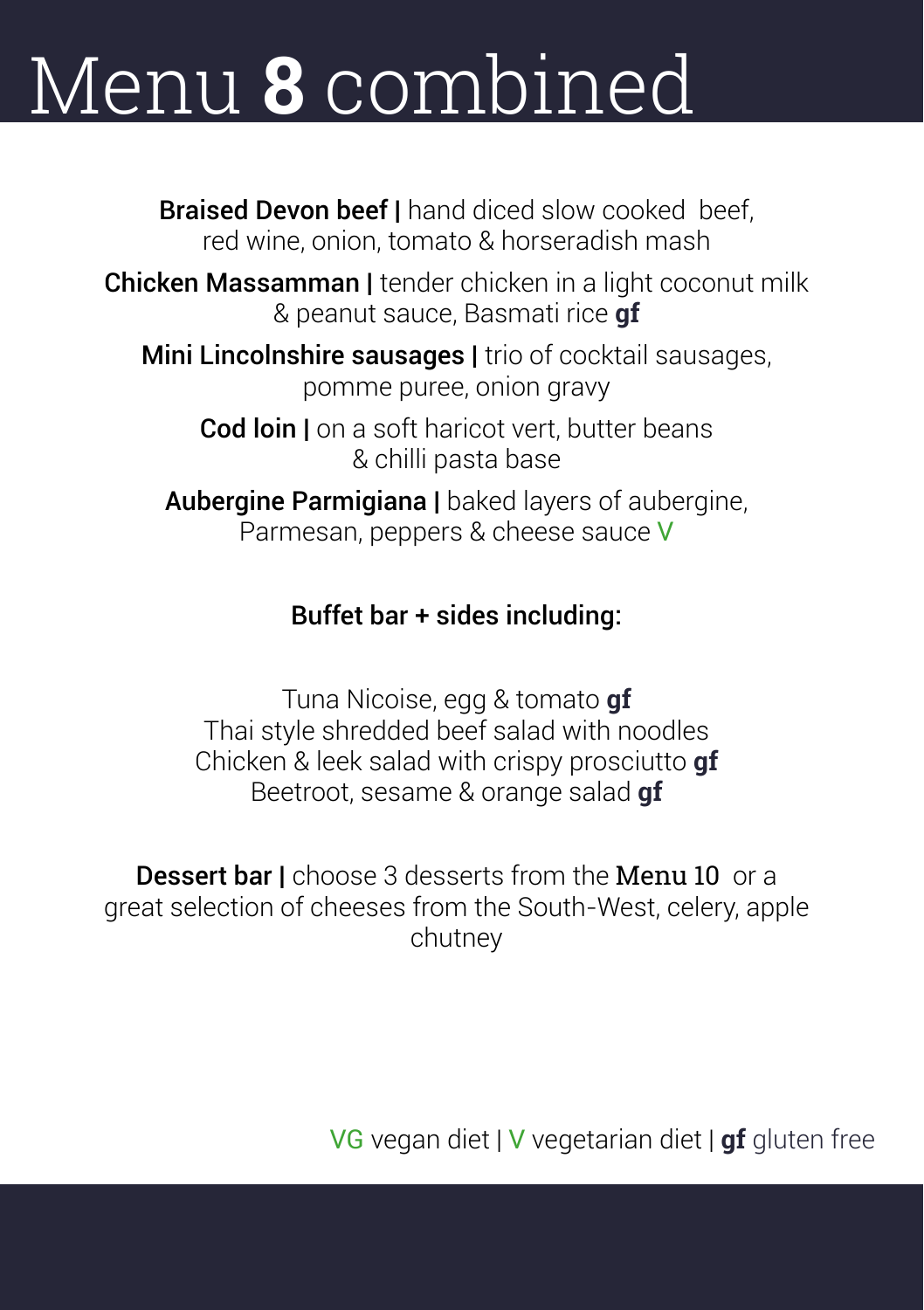# Menu **8** combined

**Braised Devon beef |** hand diced slow cooked beef, red wine, onion, tomato & horseradish mash

**Chicken Massamman |** tender chicken in a light coconut milk & peanut sauce, Basmati rice **gf**

**Mini Lincolnshire sausages |** trio of cocktail sausages, pomme puree, onion gravy

**Cod loin |** on a soft haricot vert, butter beans & chilli pasta base

**Aubergine Parmigiana |** baked layers of aubergine, Parmesan, peppers & cheese sauce V

**Buffet bar + sides including:**

Tuna Nicoise, egg & tomato **gf**
Thai style shredded beef salad with noodles
Chicken & leek salad with crispy prosciutto **gf**
Beetroot, sesame & orange salad **gf**

**Dessert bar |** choose 3 desserts from the **Menu 10** or a great selection of cheeses from the South-West, celery, apple chutney

VG vegan diet | V vegetarian diet | **gf** gluten free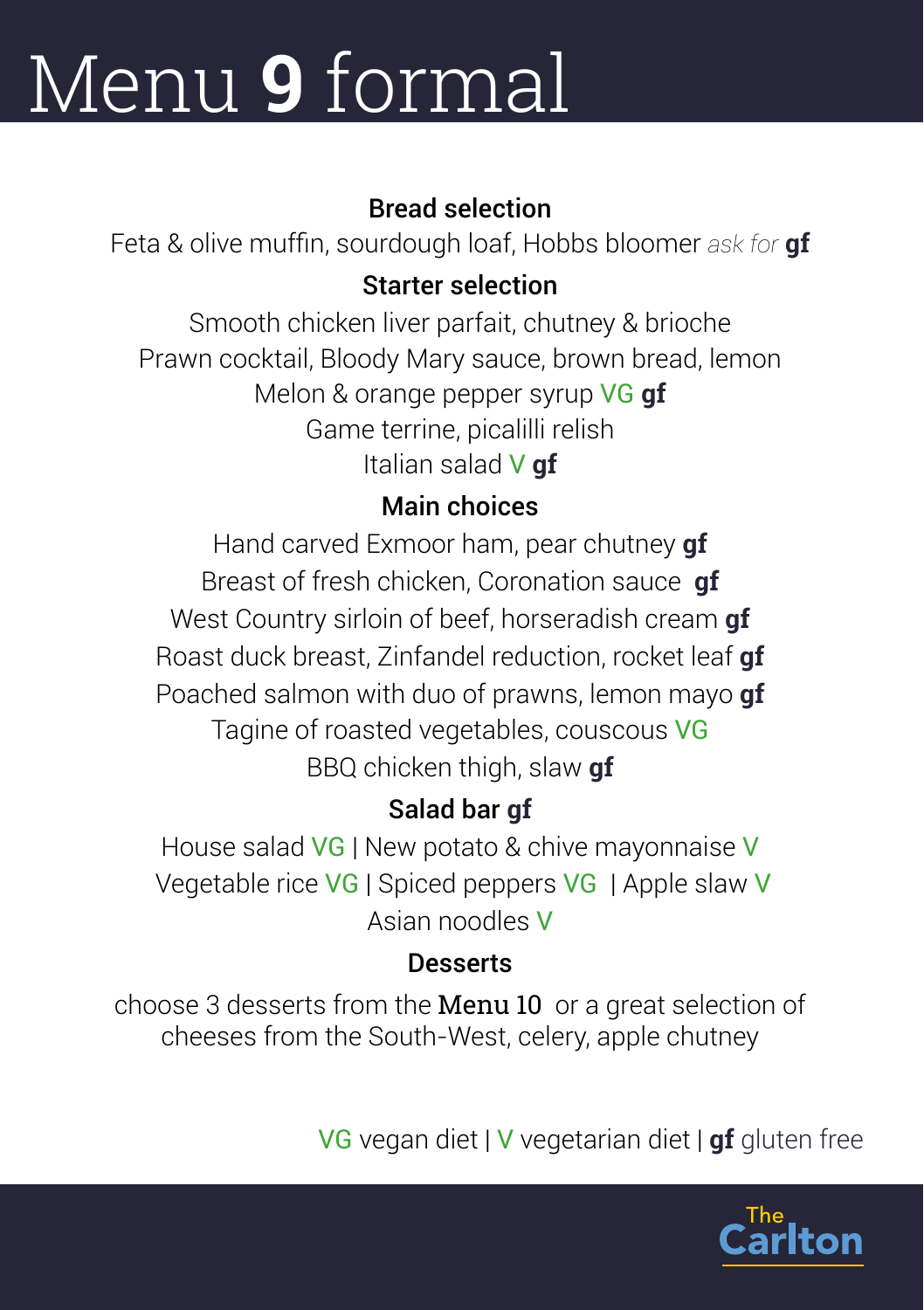# Menu **9** formal

**Bread selection**

Feta & olive muffin, sourdough loaf, Hobbs bloomer *ask for* **gf**

**Starter selection**

Smooth chicken liver parfait, chutney & brioche
Prawn cocktail, Bloody Mary sauce, brown bread, lemon
Melon & orange pepper syrup VG **gf**
Game terrine, picalilli relish
Italian salad V **gf**

**Main choices**

Hand carved Exmoor ham, pear chutney **gf**
Breast of fresh chicken, Coronation sauce **gf**
West Country sirloin of beef, horseradish cream **gf**
Roast duck breast, Zinfandel reduction, rocket leaf **gf**
Poached salmon with duo of prawns, lemon mayo **gf**
Tagine of roasted vegetables, couscous VG
BBQ chicken thigh, slaw **gf**

**Salad bar gf**

House salad VG | New potato & chive mayonnaise V
Vegetable rice VG | Spiced peppers VG | Apple slaw V
Asian noodles V

**Desserts**

choose 3 desserts from the Menu 10 or a great selection of cheeses from the South-West, celery, apple chutney

VG vegan diet | V vegetarian diet | **gf** gluten free

The Carlton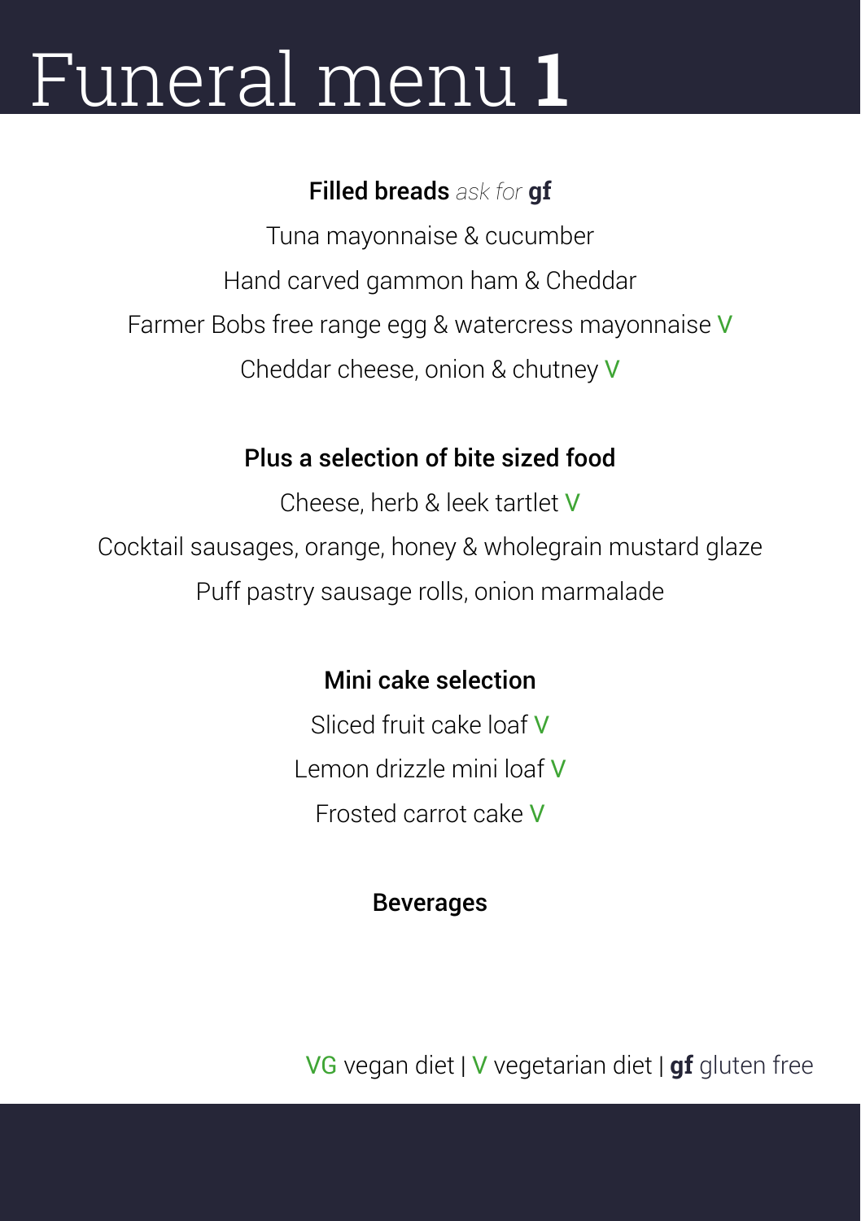# Funeral menu **1**

**Filled breads** *ask for* **gf**

Tuna mayonnaise & cucumber

Hand carved gammon ham & Cheddar

Farmer Bobs free range egg & watercress mayonnaise V

Cheddar cheese, onion & chutney V

**Plus a selection of bite sized food**

Cheese, herb & leek tartlet V

Cocktail sausages, orange, honey & wholegrain mustard glaze

Puff pastry sausage rolls, onion marmalade

**Mini cake selection**

Sliced fruit cake loaf V

Lemon drizzle mini loaf V

Frosted carrot cake V

**Beverages**

VG vegan diet | V vegetarian diet | **gf** gluten free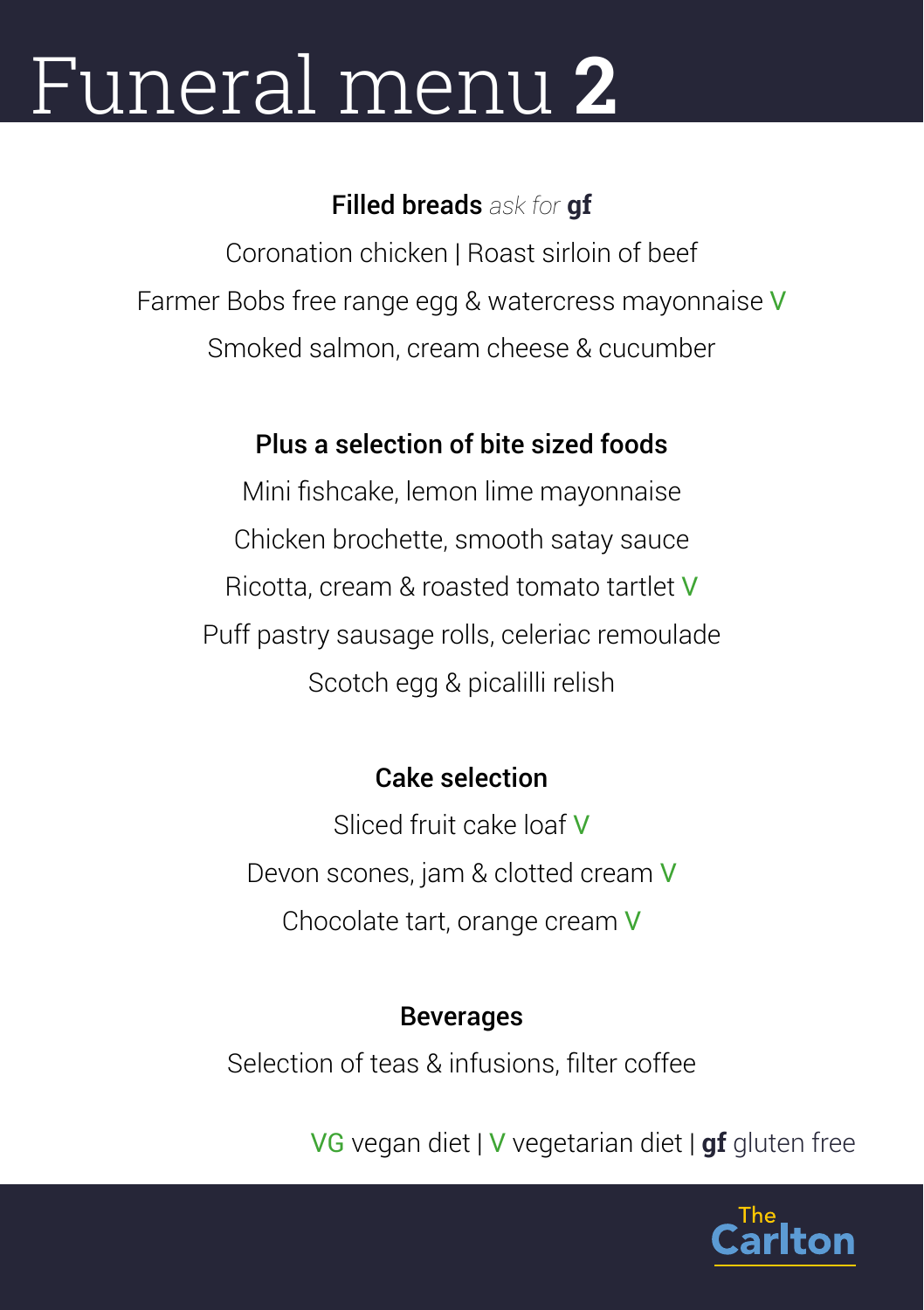# Funeral menu **2**

**Filled breads** *ask for* **gf**

Coronation chicken | Roast sirloin of beef

Farmer Bobs free range egg & watercress mayonnaise V

Smoked salmon, cream cheese & cucumber

**Plus a selection of bite sized foods**

Mini fishcake, lemon lime mayonnaise

Chicken brochette, smooth satay sauce

Ricotta, cream & roasted tomato tartlet V

Puff pastry sausage rolls, celeriac remoulade

Scotch egg & picalilli relish

**Cake selection**

Sliced fruit cake loaf V

Devon scones, jam & clotted cream V

Chocolate tart, orange cream V

**Beverages**

Selection of teas & infusions, filter coffee

VG vegan diet | V vegetarian diet | **gf** gluten free

The Carlton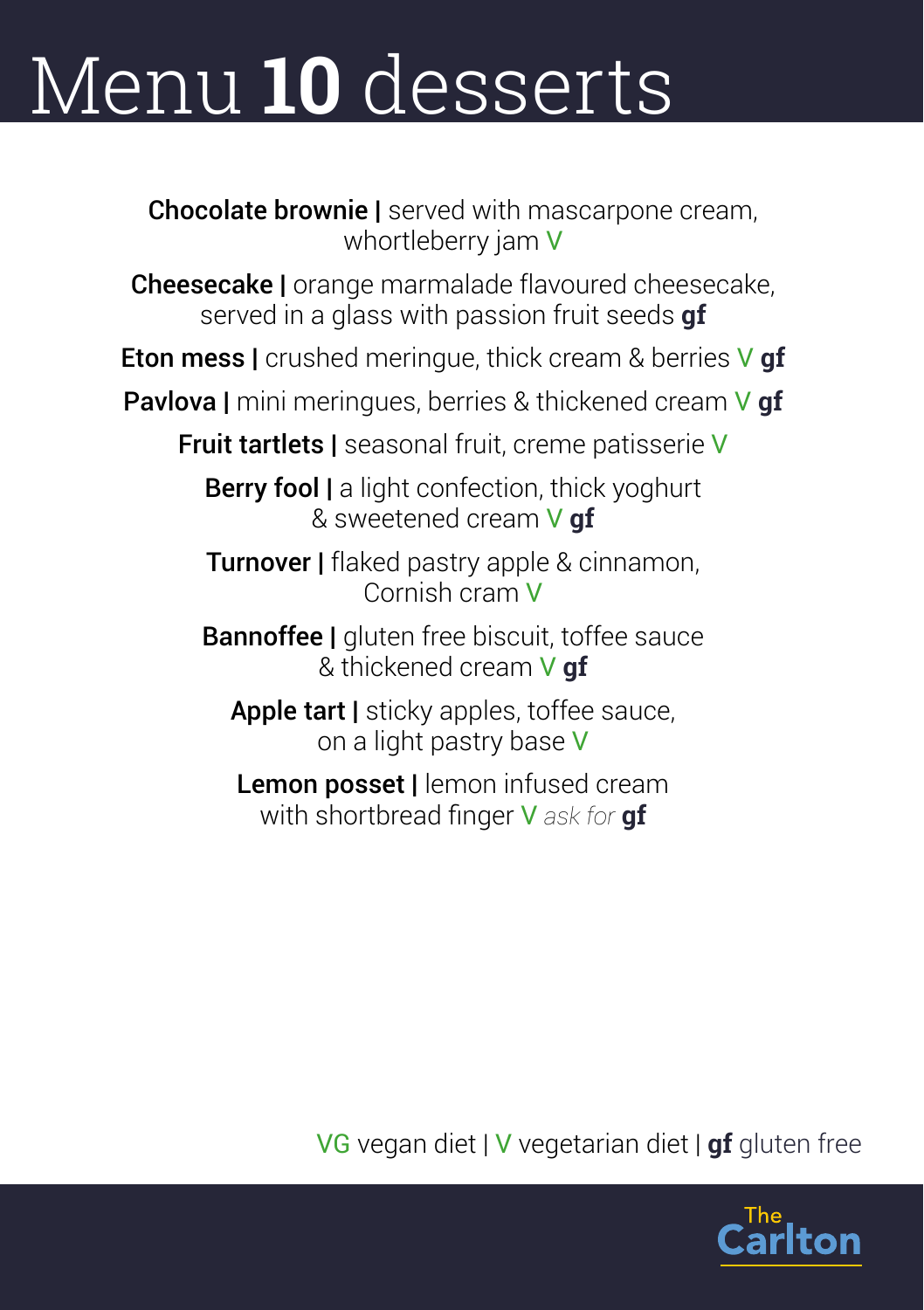# Menu **10** desserts

**Chocolate brownie |** served with mascarpone cream, whortleberry jam V

**Cheesecake |** orange marmalade flavoured cheesecake, served in a glass with passion fruit seeds **gf**

**Eton mess |** crushed meringue, thick cream & berries V **gf**

**Pavlova |** mini meringues, berries & thickened cream V **gf**

**Fruit tartlets |** seasonal fruit, creme patisserie V

**Berry fool |** a light confection, thick yoghurt & sweetened cream V **gf**

**Turnover |** flaked pastry apple & cinnamon, Cornish cram V

**Bannoffee |** gluten free biscuit, toffee sauce & thickened cream V **gf**

**Apple tart |** sticky apples, toffee sauce, on a light pastry base V

**Lemon posset |** lemon infused cream with shortbread finger V *ask for* **gf**

VG vegan diet | V vegetarian diet | **gf** gluten free

The Carlton